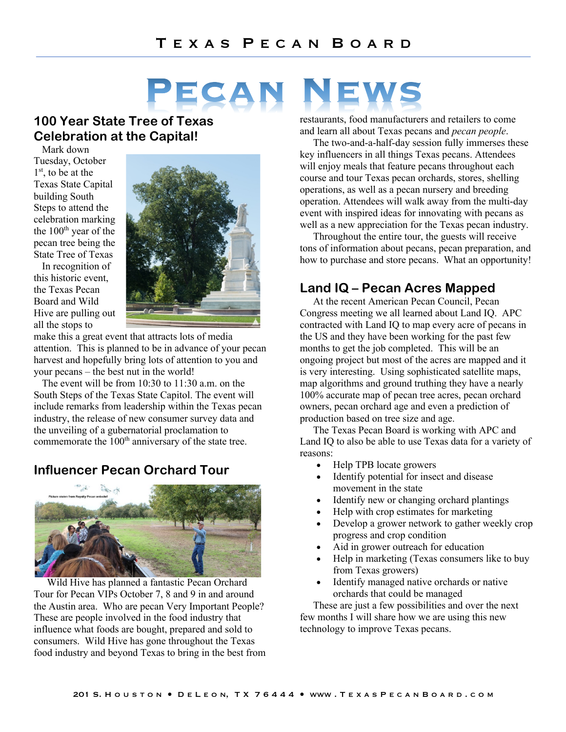# Texas Pecan Board

# Pecan News

## 100 Year State Tree of Texas Celebration at the Capital!

Mark down Tuesday, October 1st, to be at the Texas State Capital building South Steps to attend the celebration marking the 100th year of the pecan tree being the State Tree of Texas

In recognition of this historic event, the Texas Pecan Board and Wild Hive are pulling out all the stops to make this a great event that attracts lots of media attention. This is planned to be in advance of your pecan harvest and hopefully bring lots of attention to you and your pecans – the best nut in the world!

The event will be from 10:30 to 11:30 a.m. on the South Steps of the Texas State Capitol. The event will include remarks from leadership within the Texas pecan industry, the release of new consumer survey data and the unveiling of a gubernatorial proclamation to commemorate the 100th anniversary of the state tree.

## Influencer Pecan Orchard Tour

Picture stolen from Royalty Pecan website!

Wild Hive has planned a fantastic Pecan Orchard Tour for Pecan VIPs October 7, 8 and 9 in and around the Austin area. Who are pecan Very Important People? These are people involved in the food industry that influence what foods are bought, prepared and sold to consumers. Wild Hive has gone throughout the Texas food industry and beyond Texas to bring in the best from restaurants, food manufacturers and retailers to come and learn all about Texas pecans and *pecan people*.

The two-and-a-half-day session fully immerses these key influencers in all things Texas pecans. Attendees will enjoy meals that feature pecans throughout each course and tour Texas pecan orchards, stores, shelling operations, as well as a pecan nursery and breeding operation. Attendees will walk away from the multi-day event with inspired ideas for innovating with pecans as well as a new appreciation for the Texas pecan industry.

Throughout the entire tour, the guests will receive tons of information about pecans, pecan preparation, and how to purchase and store pecans. What an opportunity!

## Land IQ – Pecan Acres Mapped

At the recent American Pecan Council, Pecan Congress meeting we all learned about Land IQ. APC contracted with Land IQ to map every acre of pecans in the US and they have been working for the past few months to get the job completed. This will be an ongoing project but most of the acres are mapped and it is very interesting. Using sophisticated satellite maps, map algorithms and ground truthing they have a nearly 100% accurate map of pecan tree acres, pecan orchard owners, pecan orchard age and even a prediction of production based on tree size and age.

The Texas Pecan Board is working with APC and Land IQ to also be able to use Texas data for a variety of reasons:

- Help TPB locate growers
- Identify potential for insect and disease movement in the state
- Identify new or changing orchard plantings
- Help with crop estimates for marketing
- Develop a grower network to gather weekly crop progress and crop condition
- Aid in grower outreach for education
- Help in marketing (Texas consumers like to buy from Texas growers)
- Identify managed native orchards or native orchards that could be managed

These are just a few possibilities and over the next few months I will share how we are using this new technology to improve Texas pecans.

201 S. Houston • DeLeon, TX 76444 • www.TexasPecanBoard.com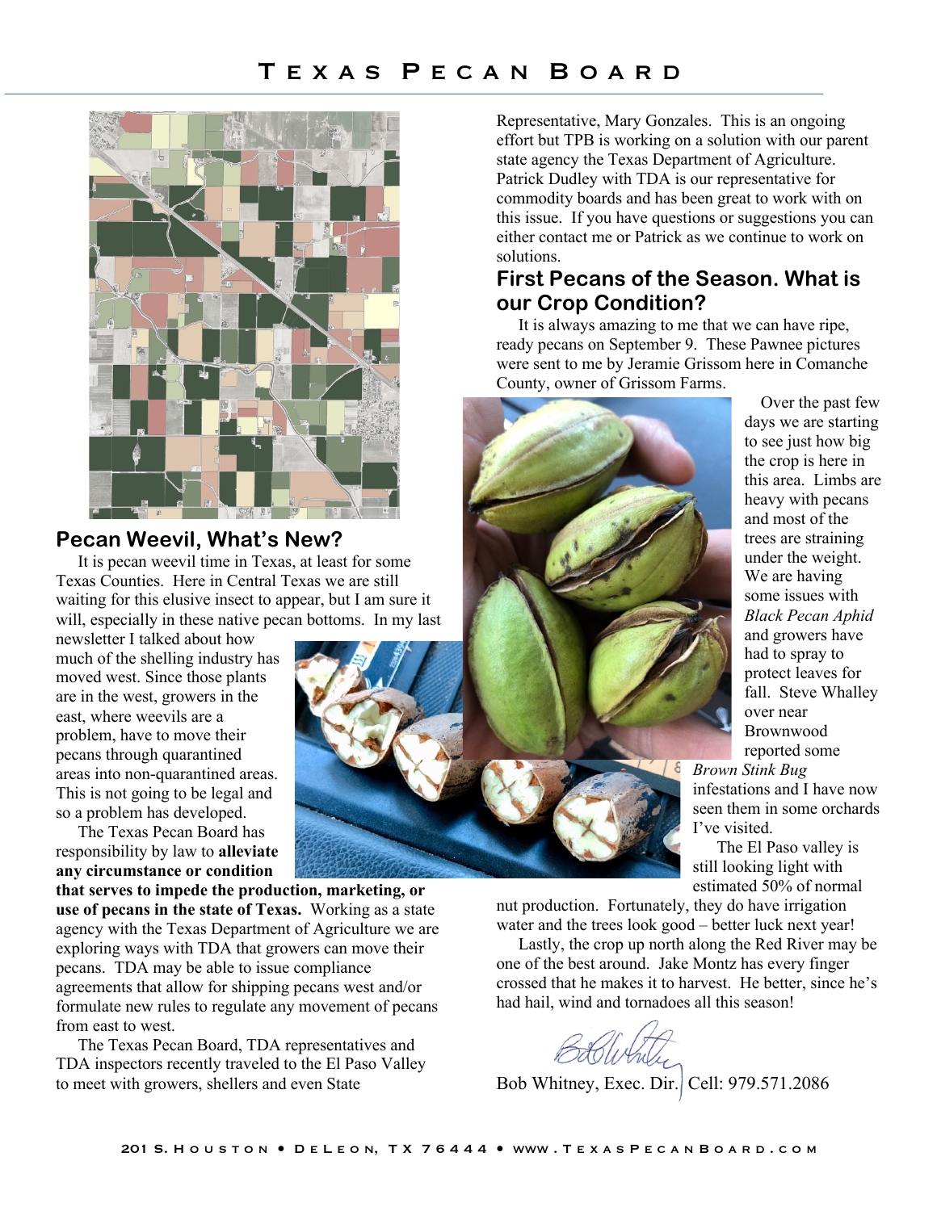## Pecan Weevil, What's New?

It is pecan weevil time in Texas, at least for some Texas Counties. Here in Central Texas we are still waiting for this elusive insect to appear, but I am sure it will, especially in these native pecan bottoms. In my last newsletter I talked about how much of the shelling industry has moved west. Since those plants are in the west, growers in the east, where weevils are a problem, have to move their pecans through quarantined areas into non-quarantined areas. This is not going to be legal and so a problem has developed.

The Texas Pecan Board has responsibility by law to **alleviate any circumstance or condition that serves to impede the production, marketing, or use of pecans in the state of Texas.** Working as a state agency with the Texas Department of Agriculture we are exploring ways with TDA that growers can move their pecans. TDA may be able to issue compliance agreements that allow for shipping pecans west and/or formulate new rules to regulate any movement of pecans from east to west.

The Texas Pecan Board, TDA representatives and TDA inspectors recently traveled to the El Paso Valley to meet with growers, shellers and even State Representative, Mary Gonzales. This is an ongoing effort but TPB is working on a solution with our parent state agency the Texas Department of Agriculture. Patrick Dudley with TDA is our representative for commodity boards and has been great to work with on this issue. If you have questions or suggestions you can either contact me or Patrick as we continue to work on solutions.

## First Pecans of the Season. What is our Crop Condition?

It is always amazing to me that we can have ripe, ready pecans on September 9. These Pawnee pictures were sent to me by Jeramie Grissom here in Comanche County, owner of Grissom Farms.

Over the past few days we are starting to see just how big the crop is here in this area. Limbs are heavy with pecans and most of the trees are straining under the weight. We are having some issues with *Black Pecan Aphid* and growers have had to spray to protect leaves for fall. Steve Whalley over near Brownwood reported some *Brown Stink Bug* infestations and I have now seen them in some orchards I've visited.

The El Paso valley is still looking light with estimated 50% of normal nut production. Fortunately, they do have irrigation water and the trees look good – better luck next year!

Lastly, the crop up north along the Red River may be one of the best around. Jake Montz has every finger crossed that he makes it to harvest. He better, since he's had hail, wind and tornadoes all this season!

Bob Whitney, Exec. Dir. Cell: 979.571.2086